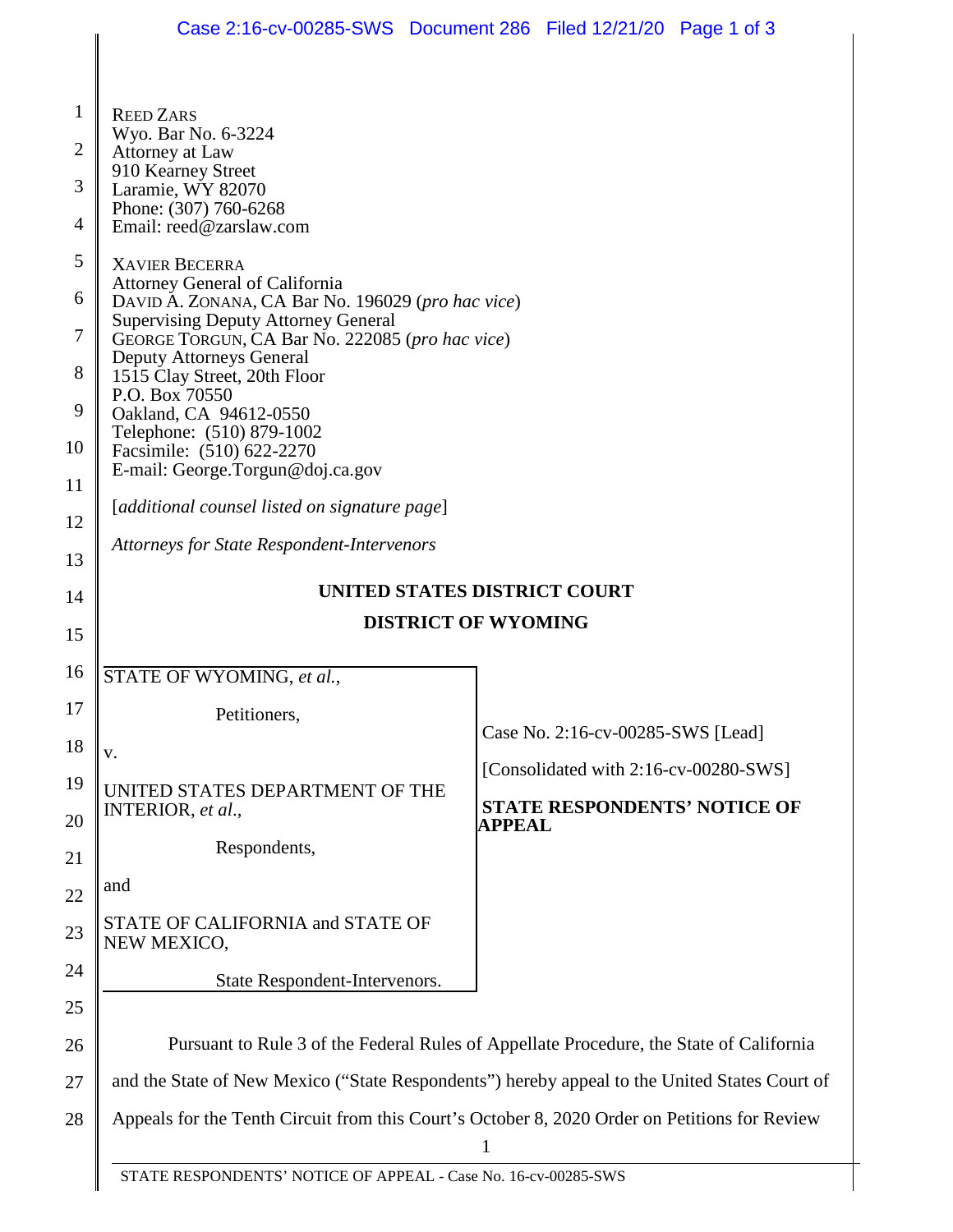REED ZARS
Wyo. Bar No. 6-3224
Attorney at Law
910 Kearney Street
Laramie, WY 82070
Phone: (307) 760-6268
Email: reed@zarslaw.com

XAVIER BECERRA
Attorney General of California
DAVID A. ZONANA, CA Bar No. 196029 (*pro hac vice*)
Supervising Deputy Attorney General
GEORGE TORGUN, CA Bar No. 222085 (*pro hac vice*)
Deputy Attorneys General
1515 Clay Street, 20th Floor
P.O. Box 70550
Oakland, CA 94612-0550
Telephone: (510) 879-1002
Facsimile: (510) 622-2270
E-mail: George.Torgun@doj.ca.gov

[*additional counsel listed on signature page*]

*Attorneys for State Respondent-Intervenors*

**UNITED STATES DISTRICT COURT**

**DISTRICT OF WYOMING**

STATE OF WYOMING, *et al.*,

Petitioners,

v.

UNITED STATES DEPARTMENT OF THE INTERIOR, *et al.*,

Respondents,

and

STATE OF CALIFORNIA and STATE OF NEW MEXICO,

State Respondent-Intervenors.

Case No. 2:16-cv-00285-SWS [Lead]

[Consolidated with 2:16-cv-00280-SWS]

**STATE RESPONDENTS' NOTICE OF APPEAL**

Pursuant to Rule 3 of the Federal Rules of Appellate Procedure, the State of California and the State of New Mexico ("State Respondents") hereby appeal to the United States Court of Appeals for the Tenth Circuit from this Court's October 8, 2020 Order on Petitions for Review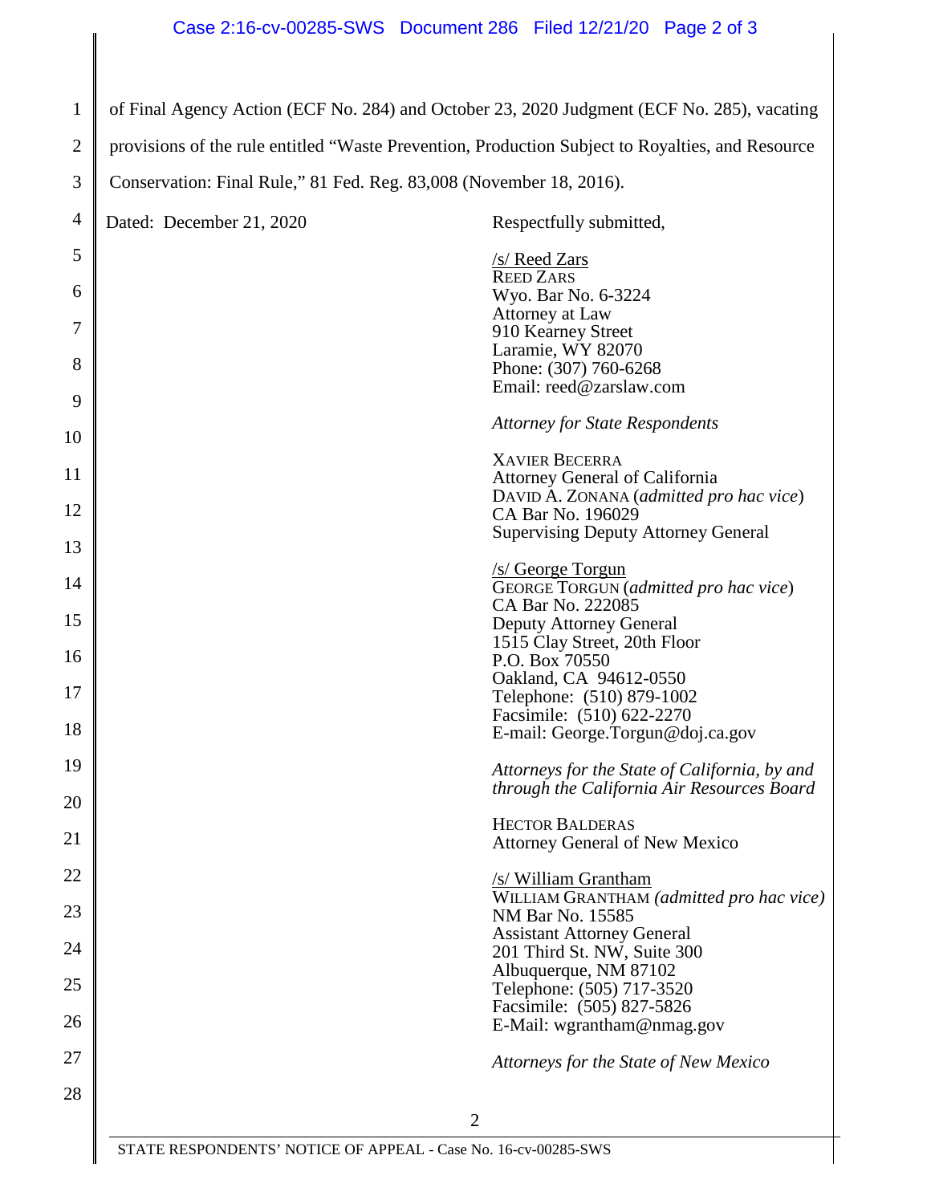of Final Agency Action (ECF No. 284) and October 23, 2020 Judgment (ECF No. 285), vacating provisions of the rule entitled "Waste Prevention, Production Subject to Royalties, and Resource Conservation: Final Rule," 81 Fed. Reg. 83,008 (November 18, 2016).

Dated: December 21, 2020

Respectfully submitted,

/s/ Reed Zars
REED ZARS
Wyo. Bar No. 6-3224
Attorney at Law
910 Kearney Street
Laramie, WY 82070
Phone: (307) 760-6268
Email: reed@zarslaw.com

*Attorney for State Respondents*

XAVIER BECERRA
Attorney General of California
DAVID A. ZONANA (*admitted pro hac vice*)
CA Bar No. 196029
Supervising Deputy Attorney General

/s/ George Torgun
GEORGE TORGUN (*admitted pro hac vice*)
CA Bar No. 222085
Deputy Attorney General
1515 Clay Street, 20th Floor
P.O. Box 70550
Oakland, CA 94612-0550
Telephone: (510) 879-1002
Facsimile: (510) 622-2270
E-mail: George.Torgun@doj.ca.gov

*Attorneys for the State of California, by and through the California Air Resources Board*

HECTOR BALDERAS
Attorney General of New Mexico

/s/ William Grantham
WILLIAM GRANTHAM *(admitted pro hac vice)*
NM Bar No. 15585
Assistant Attorney General
201 Third St. NW, Suite 300
Albuquerque, NM 87102
Telephone: (505) 717-3520
Facsimile: (505) 827-5826
E-Mail: wgrantham@nmag.gov

*Attorneys for the State of New Mexico*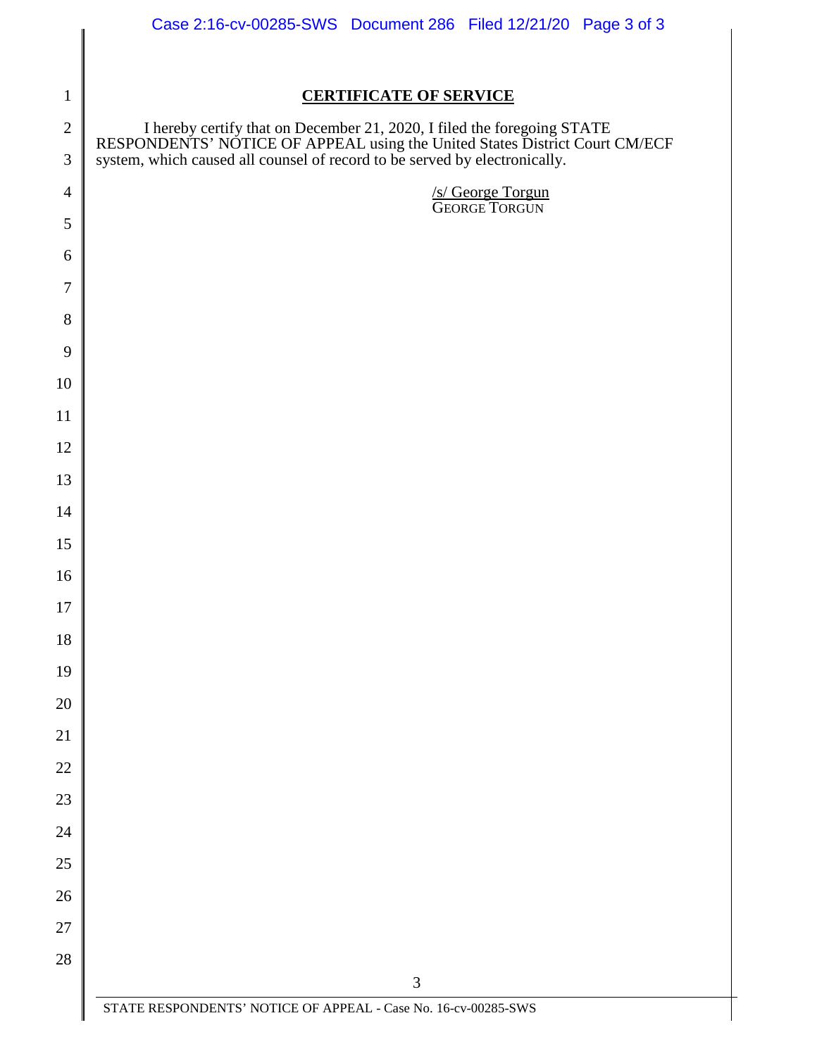## CERTIFICATE OF SERVICE

I hereby certify that on December 21, 2020, I filed the foregoing STATE RESPONDENTS' NOTICE OF APPEAL using the United States District Court CM/ECF system, which caused all counsel of record to be served by electronically.

/s/ George Torgun
GEORGE TORGUN